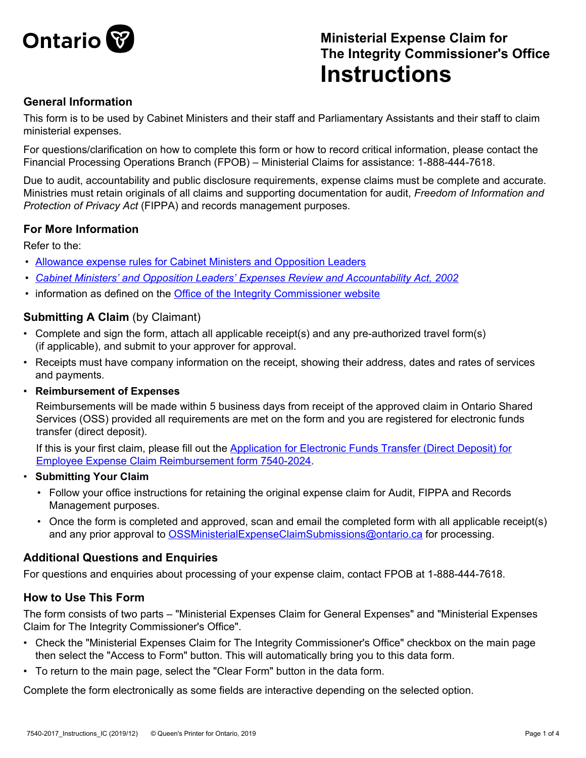Ontario

# Ministerial Expense Claim for The Integrity Commissioner's Office Instructions

## General Information

This form is to be used by Cabinet Ministers and their staff and Parliamentary Assistants and their staff to claim ministerial expenses.

For questions/clarification on how to complete this form or how to record critical information, please contact the Financial Processing Operations Branch (FPOB) – Ministerial Claims for assistance: 1-888-444-7618.

Due to audit, accountability and public disclosure requirements, expense claims must be complete and accurate. Ministries must retain originals of all claims and supporting documentation for audit, *Freedom of Information and Protection of Privacy Act* (FIPPA) and records management purposes.

## For More Information

Refer to the:

- Allowance expense rules for Cabinet Ministers and Opposition Leaders
- *Cabinet Ministers' and Opposition Leaders' Expenses Review and Accountability Act, 2002*
- information as defined on the Office of the Integrity Commissioner website

## Submitting A Claim (by Claimant)

- Complete and sign the form, attach all applicable receipt(s) and any pre-authorized travel form(s) (if applicable), and submit to your approver for approval.
- Receipts must have company information on the receipt, showing their address, dates and rates of services and payments.
- **Reimbursement of Expenses**

  Reimbursements will be made within 5 business days from receipt of the approved claim in Ontario Shared Services (OSS) provided all requirements are met on the form and you are registered for electronic funds transfer (direct deposit).

  If this is your first claim, please fill out the Application for Electronic Funds Transfer (Direct Deposit) for Employee Expense Claim Reimbursement form 7540-2024.
- **Submitting Your Claim**
  - Follow your office instructions for retaining the original expense claim for Audit, FIPPA and Records Management purposes.
  - Once the form is completed and approved, scan and email the completed form with all applicable receipt(s) and any prior approval to OSSMinisterialExpenseClaimSubmissions@ontario.ca for processing.

## Additional Questions and Enquiries

For questions and enquiries about processing of your expense claim, contact FPOB at 1-888-444-7618.

## How to Use This Form

The form consists of two parts – "Ministerial Expenses Claim for General Expenses" and "Ministerial Expenses Claim for The Integrity Commissioner's Office".

- Check the "Ministerial Expenses Claim for The Integrity Commissioner's Office" checkbox on the main page then select the "Access to Form" button. This will automatically bring you to this data form.
- To return to the main page, select the "Clear Form" button in the data form.

Complete the form electronically as some fields are interactive depending on the selected option.

7540-2017_Instructions_IC (2019/12) © Queen's Printer for Ontario, 2019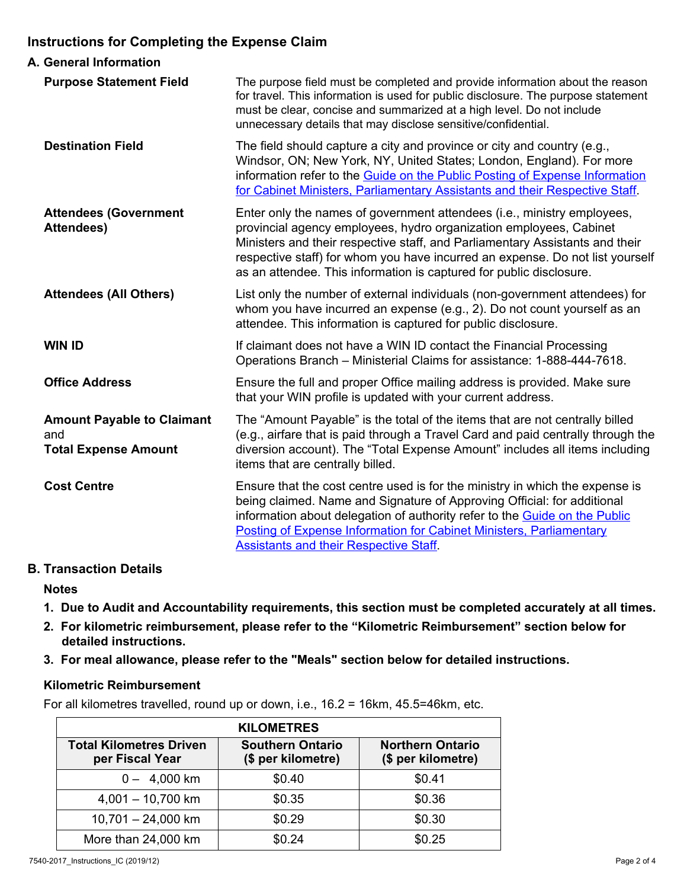## Instructions for Completing the Expense Claim

### A. General Information

**Purpose Statement Field**

The purpose field must be completed and provide information about the reason for travel. This information is used for public disclosure. The purpose statement must be clear, concise and summarized at a high level. Do not include unnecessary details that may disclose sensitive/confidential.

**Destination Field**

The field should capture a city and province or city and country (e.g., Windsor, ON; New York, NY, United States; London, England). For more information refer to the [Guide on the Public Posting of Expense Information for Cabinet Ministers, Parliamentary Assistants and their Respective Staff](#).

**Attendees (Government Attendees)**

Enter only the names of government attendees (i.e., ministry employees, provincial agency employees, hydro organization employees, Cabinet Ministers and their respective staff, and Parliamentary Assistants and their respective staff) for whom you have incurred an expense. Do not list yourself as an attendee. This information is captured for public disclosure.

**Attendees (All Others)**

List only the number of external individuals (non-government attendees) for whom you have incurred an expense (e.g., 2). Do not count yourself as an attendee. This information is captured for public disclosure.

**WIN ID**

If claimant does not have a WIN ID contact the Financial Processing Operations Branch – Ministerial Claims for assistance: 1-888-444-7618.

**Office Address**

Ensure the full and proper Office mailing address is provided. Make sure that your WIN profile is updated with your current address.

**Amount Payable to Claimant and Total Expense Amount**

The "Amount Payable" is the total of the items that are not centrally billed (e.g., airfare that is paid through a Travel Card and paid centrally through the diversion account). The "Total Expense Amount" includes all items including items that are centrally billed.

**Cost Centre**

Ensure that the cost centre used is for the ministry in which the expense is being claimed. Name and Signature of Approving Official: for additional information about delegation of authority refer to the [Guide on the Public Posting of Expense Information for Cabinet Ministers, Parliamentary Assistants and their Respective Staff](#).

### B. Transaction Details

**Notes**

1. **Due to Audit and Accountability requirements, this section must be completed accurately at all times.**
2. **For kilometric reimbursement, please refer to the "Kilometric Reimbursement" section below for detailed instructions.**
3. **For meal allowance, please refer to the "Meals" section below for detailed instructions.**

**Kilometric Reimbursement**

For all kilometres travelled, round up or down, i.e., 16.2 = 16km, 45.5=46km, etc.

| KILOMETRES | | |
|---|---|---|
| **Total Kilometres Driven per Fiscal Year** | **Southern Ontario ($ per kilometre)** | **Northern Ontario ($ per kilometre)** |
| 0 – 4,000 km | $0.40 | $0.41 |
| 4,001 – 10,700 km | $0.35 | $0.36 |
| 10,701 – 24,000 km | $0.29 | $0.30 |
| More than 24,000 km | $0.24 | $0.25 |

7540-2017_Instructions_IC (2019/12)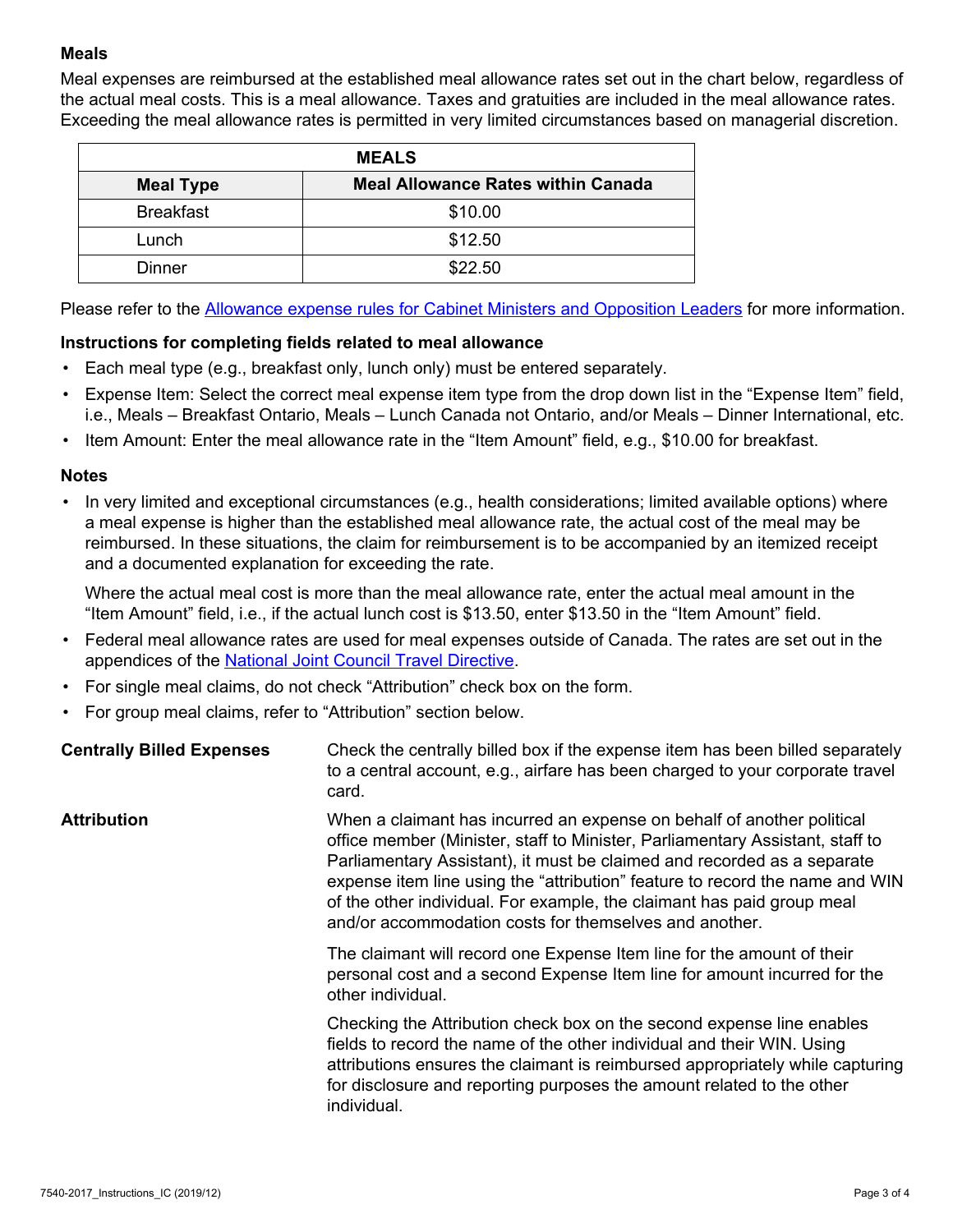### Meals

Meal expenses are reimbursed at the established meal allowance rates set out in the chart below, regardless of the actual meal costs. This is a meal allowance. Taxes and gratuities are included in the meal allowance rates. Exceeding the meal allowance rates is permitted in very limited circumstances based on managerial discretion.

| MEALS | |
|---|---|
| **Meal Type** | **Meal Allowance Rates within Canada** |
| Breakfast | $10.00 |
| Lunch | $12.50 |
| Dinner | $22.50 |

Please refer to the [Allowance expense rules for Cabinet Ministers and Opposition Leaders]() for more information.

#### Instructions for completing fields related to meal allowance

- Each meal type (e.g., breakfast only, lunch only) must be entered separately.
- Expense Item: Select the correct meal expense item type from the drop down list in the "Expense Item" field, i.e., Meals – Breakfast Ontario, Meals – Lunch Canada not Ontario, and/or Meals – Dinner International, etc.
- Item Amount: Enter the meal allowance rate in the "Item Amount" field, e.g., $10.00 for breakfast.

#### Notes

- In very limited and exceptional circumstances (e.g., health considerations; limited available options) where a meal expense is higher than the established meal allowance rate, the actual cost of the meal may be reimbursed. In these situations, the claim for reimbursement is to be accompanied by an itemized receipt and a documented explanation for exceeding the rate.

  Where the actual meal cost is more than the meal allowance rate, enter the actual meal amount in the "Item Amount" field, i.e., if the actual lunch cost is $13.50, enter $13.50 in the "Item Amount" field.
- Federal meal allowance rates are used for meal expenses outside of Canada. The rates are set out in the appendices of the [National Joint Council Travel Directive]().
- For single meal claims, do not check "Attribution" check box on the form.
- For group meal claims, refer to "Attribution" section below.

**Centrally Billed Expenses**

Check the centrally billed box if the expense item has been billed separately to a central account, e.g., airfare has been charged to your corporate travel card.

**Attribution**

When a claimant has incurred an expense on behalf of another political office member (Minister, staff to Minister, Parliamentary Assistant, staff to Parliamentary Assistant), it must be claimed and recorded as a separate expense item line using the "attribution" feature to record the name and WIN of the other individual. For example, the claimant has paid group meal and/or accommodation costs for themselves and another.

The claimant will record one Expense Item line for the amount of their personal cost and a second Expense Item line for amount incurred for the other individual.

Checking the Attribution check box on the second expense line enables fields to record the name of the other individual and their WIN. Using attributions ensures the claimant is reimbursed appropriately while capturing for disclosure and reporting purposes the amount related to the other individual.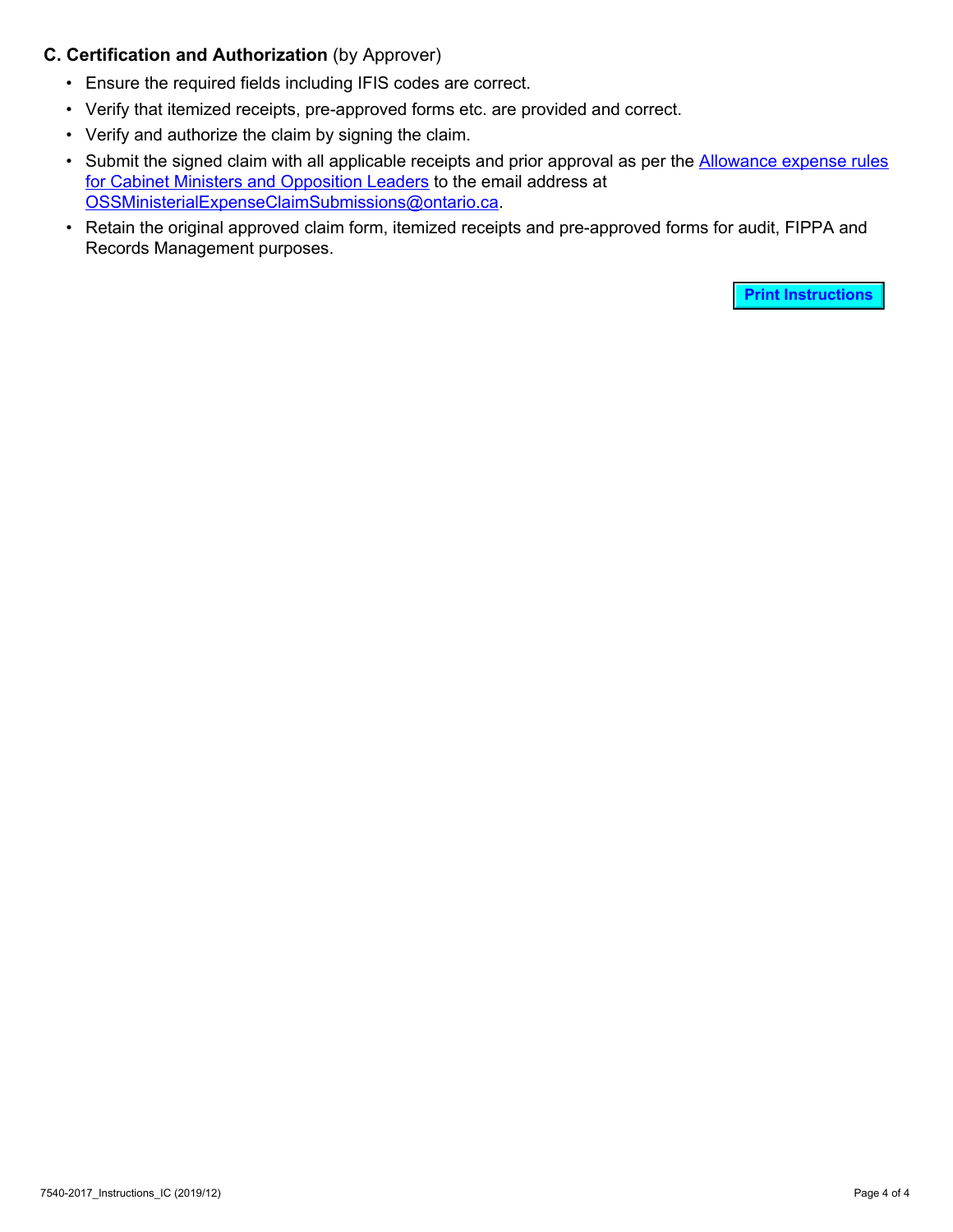### C. Certification and Authorization (by Approver)

- Ensure the required fields including IFIS codes are correct.
- Verify that itemized receipts, pre-approved forms etc. are provided and correct.
- Verify and authorize the claim by signing the claim.
- Submit the signed claim with all applicable receipts and prior approval as per the Allowance expense rules for Cabinet Ministers and Opposition Leaders to the email address at OSSMinisterialExpenseClaimSubmissions@ontario.ca.
- Retain the original approved claim form, itemized receipts and pre-approved forms for audit, FIPPA and Records Management purposes.

Print Instructions

7540-2017_Instructions_IC (2019/12)